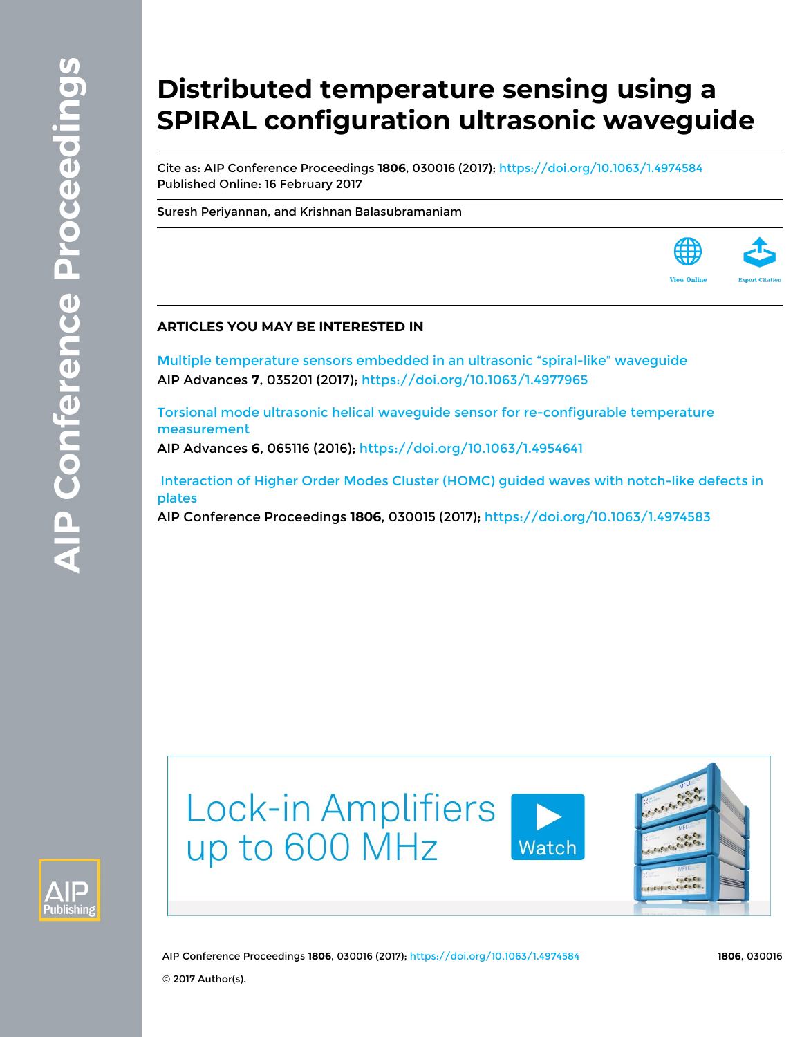# Distributed temperature sensing using a SPIRAL configuration ultrasonic waveguide

Cite as: AIP Conference Proceedings **1806**, 030016 (2017); https://doi.org/10.1063/1.4974584
Published Online: 16 February 2017

Suresh Periyannan, and Krishnan Balasubramaniam

View Online

Export Citation

## ARTICLES YOU MAY BE INTERESTED IN

Multiple temperature sensors embedded in an ultrasonic "spiral-like" waveguide
AIP Advances **7**, 035201 (2017); https://doi.org/10.1063/1.4977965

Torsional mode ultrasonic helical waveguide sensor for re-configurable temperature measurement
AIP Advances **6**, 065116 (2016); https://doi.org/10.1063/1.4954641

Interaction of Higher Order Modes Cluster (HOMC) guided waves with notch-like defects in plates
AIP Conference Proceedings **1806**, 030015 (2017); https://doi.org/10.1063/1.4974583

Lock-in Amplifiers up to 600 MHz

Watch

© 2017 Author(s).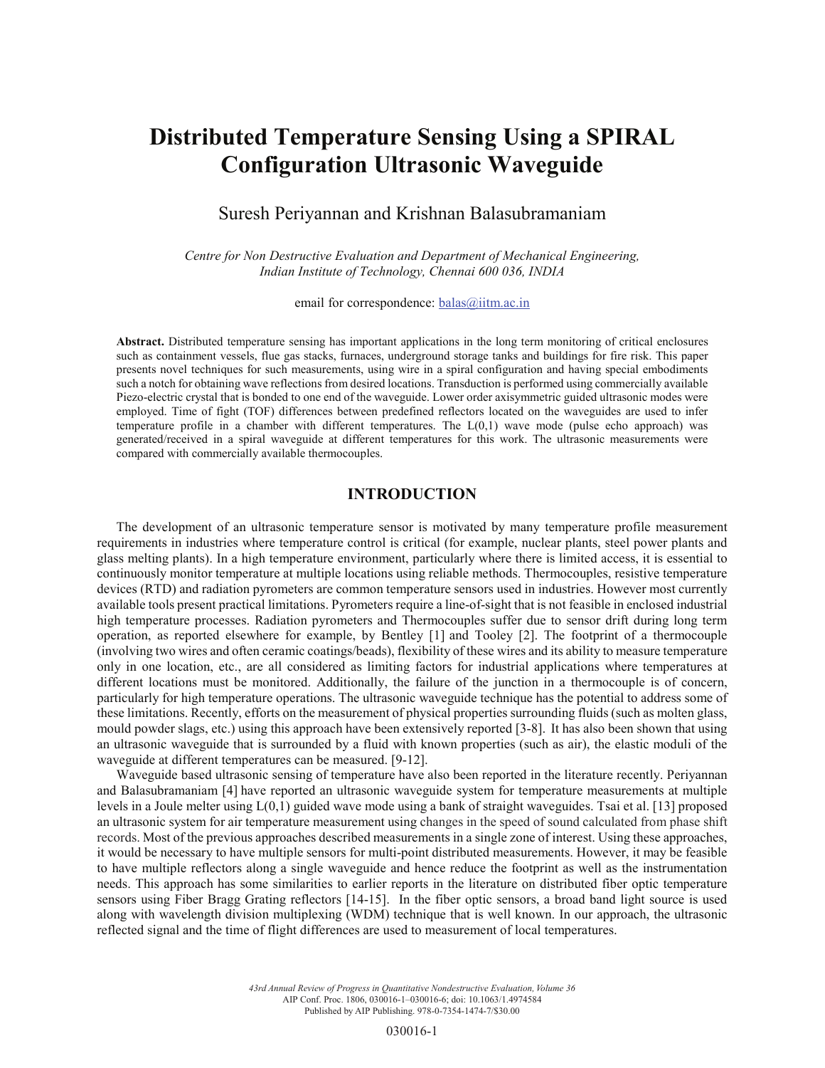# Distributed Temperature Sensing Using a SPIRAL Configuration Ultrasonic Waveguide

Suresh Periyannan and Krishnan Balasubramaniam

*Centre for Non Destructive Evaluation and Department of Mechanical Engineering, Indian Institute of Technology, Chennai 600 036, INDIA*

email for correspondence: balas@iitm.ac.in

**Abstract.** Distributed temperature sensing has important applications in the long term monitoring of critical enclosures such as containment vessels, flue gas stacks, furnaces, underground storage tanks and buildings for fire risk. This paper presents novel techniques for such measurements, using wire in a spiral configuration and having special embodiments such a notch for obtaining wave reflections from desired locations. Transduction is performed using commercially available Piezo-electric crystal that is bonded to one end of the waveguide. Lower order axisymmetric guided ultrasonic modes were employed. Time of fight (TOF) differences between predefined reflectors located on the waveguides are used to infer temperature profile in a chamber with different temperatures. The L(0,1) wave mode (pulse echo approach) was generated/received in a spiral waveguide at different temperatures for this work. The ultrasonic measurements were compared with commercially available thermocouples.

## INTRODUCTION

The development of an ultrasonic temperature sensor is motivated by many temperature profile measurement requirements in industries where temperature control is critical (for example, nuclear plants, steel power plants and glass melting plants). In a high temperature environment, particularly where there is limited access, it is essential to continuously monitor temperature at multiple locations using reliable methods. Thermocouples, resistive temperature devices (RTD) and radiation pyrometers are common temperature sensors used in industries. However most currently available tools present practical limitations. Pyrometers require a line-of-sight that is not feasible in enclosed industrial high temperature processes. Radiation pyrometers and Thermocouples suffer due to sensor drift during long term operation, as reported elsewhere for example, by Bentley [1] and Tooley [2]. The footprint of a thermocouple (involving two wires and often ceramic coatings/beads), flexibility of these wires and its ability to measure temperature only in one location, etc., are all considered as limiting factors for industrial applications where temperatures at different locations must be monitored. Additionally, the failure of the junction in a thermocouple is of concern, particularly for high temperature operations. The ultrasonic waveguide technique has the potential to address some of these limitations. Recently, efforts on the measurement of physical properties surrounding fluids (such as molten glass, mould powder slags, etc.) using this approach have been extensively reported [3-8]. It has also been shown that using an ultrasonic waveguide that is surrounded by a fluid with known properties (such as air), the elastic moduli of the waveguide at different temperatures can be measured. [9-12].

Waveguide based ultrasonic sensing of temperature have also been reported in the literature recently. Periyannan and Balasubramaniam [4] have reported an ultrasonic waveguide system for temperature measurements at multiple levels in a Joule melter using L(0,1) guided wave mode using a bank of straight waveguides. Tsai et al. [13] proposed an ultrasonic system for air temperature measurement using changes in the speed of sound calculated from phase shift records. Most of the previous approaches described measurements in a single zone of interest. Using these approaches, it would be necessary to have multiple sensors for multi-point distributed measurements. However, it may be feasible to have multiple reflectors along a single waveguide and hence reduce the footprint as well as the instrumentation needs. This approach has some similarities to earlier reports in the literature on distributed fiber optic temperature sensors using Fiber Bragg Grating reflectors [14-15]. In the fiber optic sensors, a broad band light source is used along with wavelength division multiplexing (WDM) technique that is well known. In our approach, the ultrasonic reflected signal and the time of flight differences are used to measurement of local temperatures.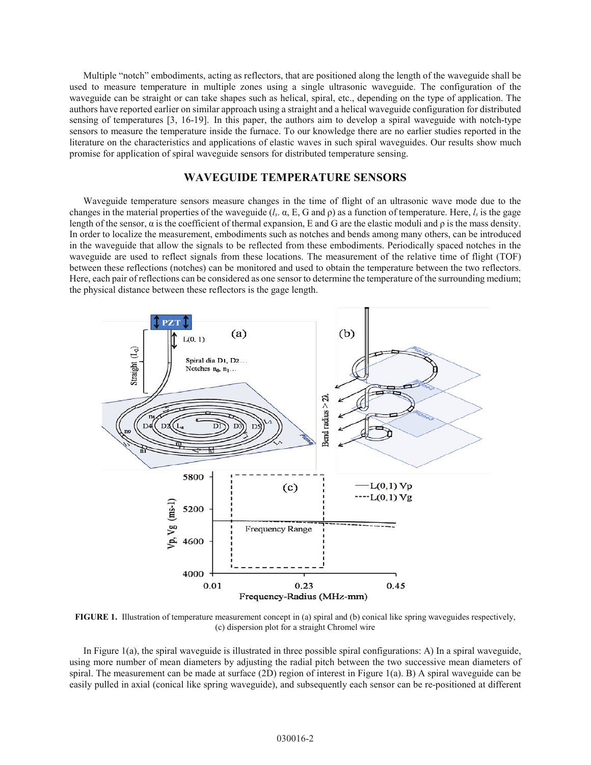Multiple "notch" embodiments, acting as reflectors, that are positioned along the length of the waveguide shall be used to measure temperature in multiple zones using a single ultrasonic waveguide. The configuration of the waveguide can be straight or can take shapes such as helical, spiral, etc., depending on the type of application. The authors have reported earlier on similar approach using a straight and a helical waveguide configuration for distributed sensing of temperatures [3, 16-19]. In this paper, the authors aim to develop a spiral waveguide with notch-type sensors to measure the temperature inside the furnace. To our knowledge there are no earlier studies reported in the literature on the characteristics and applications of elastic waves in such spiral waveguides. Our results show much promise for application of spiral waveguide sensors for distributed temperature sensing.

## WAVEGUIDE TEMPERATURE SENSORS

Waveguide temperature sensors measure changes in the time of flight of an ultrasonic wave mode due to the changes in the material properties of the waveguide ($l_s$. α, E, G and ρ) as a function of temperature. Here, $l_s$ is the gage length of the sensor, α is the coefficient of thermal expansion, E and G are the elastic moduli and ρ is the mass density. In order to localize the measurement, embodiments such as notches and bends among many others, can be introduced in the waveguide that allow the signals to be reflected from these embodiments. Periodically spaced notches in the waveguide are used to reflect signals from these locations. The measurement of the relative time of flight (TOF) between these reflections (notches) can be monitored and used to obtain the temperature between the two reflectors. Here, each pair of reflections can be considered as one sensor to determine the temperature of the surrounding medium; the physical distance between these reflectors is the gage length.

**FIGURE 1.** Illustration of temperature measurement concept in (a) spiral and (b) conical like spring waveguides respectively, (c) dispersion plot for a straight Chromel wire

In Figure 1(a), the spiral waveguide is illustrated in three possible spiral configurations: A) In a spiral waveguide, using more number of mean diameters by adjusting the radial pitch between the two successive mean diameters of spiral. The measurement can be made at surface (2D) region of interest in Figure 1(a). B) A spiral waveguide can be easily pulled in axial (conical like spring waveguide), and subsequently each sensor can be re-positioned at different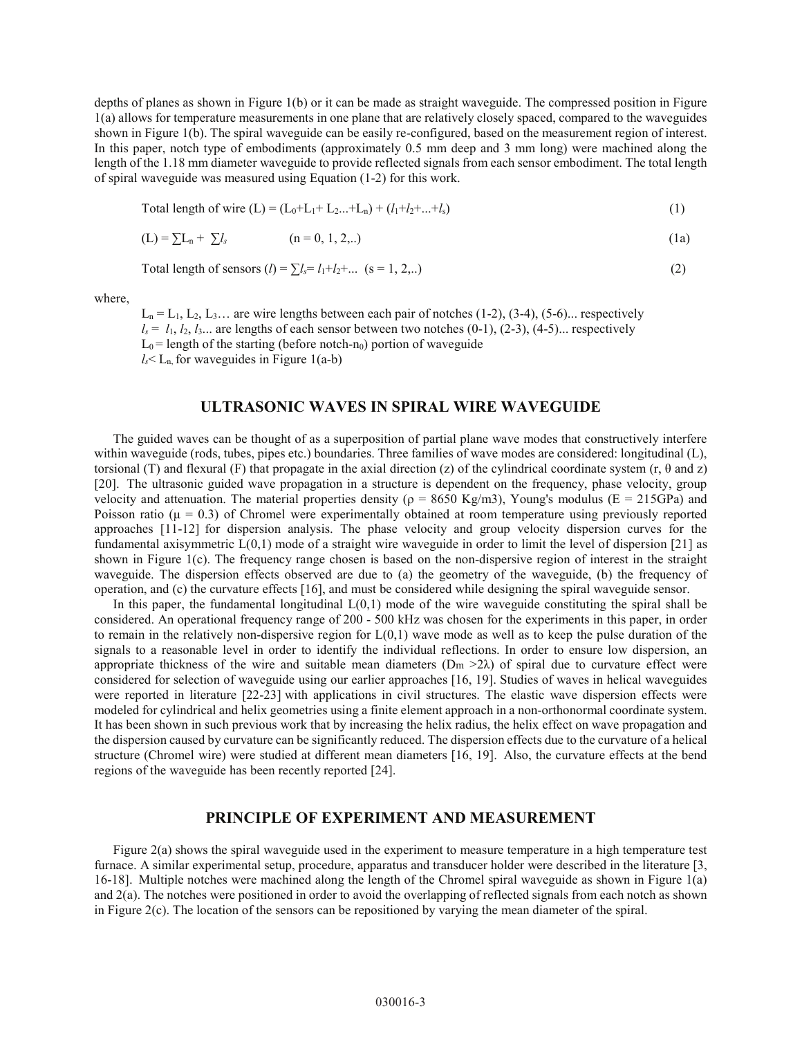depths of planes as shown in Figure 1(b) or it can be made as straight waveguide. The compressed position in Figure 1(a) allows for temperature measurements in one plane that are relatively closely spaced, compared to the waveguides shown in Figure 1(b). The spiral waveguide can be easily re-configured, based on the measurement region of interest. In this paper, notch type of embodiments (approximately 0.5 mm deep and 3 mm long) were machined along the length of the 1.18 mm diameter waveguide to provide reflected signals from each sensor embodiment. The total length of spiral waveguide was measured using Equation (1-2) for this work.

$$\text{Total length of wire } (L) = (L_0+L_1+L_2...+L_n) + (l_1+l_2+...+l_s) \tag{1}$$

$$(L) = \sum L_n + \sum l_s \qquad (n = 0, 1, 2,..) \tag{1a}$$

$$\text{Total length of sensors } (l) = \sum l_s = l_1+l_2+... \quad (s = 1, 2,..) \tag{2}$$

where,

$L_n = L_1, L_2, L_3\ldots$ are wire lengths between each pair of notches (1-2), (3-4), (5-6)... respectively
$l_s = l_1, l_2, l_3...$ are lengths of each sensor between two notches (0-1), (2-3), (4-5)... respectively
$L_0$ = length of the starting (before notch-$n_0$) portion of waveguide
$l_s < L_n$, for waveguides in Figure 1(a-b)

## ULTRASONIC WAVES IN SPIRAL WIRE WAVEGUIDE

The guided waves can be thought of as a superposition of partial plane wave modes that constructively interfere within waveguide (rods, tubes, pipes etc.) boundaries. Three families of wave modes are considered: longitudinal (L), torsional (T) and flexural (F) that propagate in the axial direction (z) of the cylindrical coordinate system (r, θ and z) [20]. The ultrasonic guided wave propagation in a structure is dependent on the frequency, phase velocity, group velocity and attenuation. The material properties density (ρ = 8650 Kg/m3), Young's modulus (E = 215GPa) and Poisson ratio (μ = 0.3) of Chromel were experimentally obtained at room temperature using previously reported approaches [11-12] for dispersion analysis. The phase velocity and group velocity dispersion curves for the fundamental axisymmetric L(0,1) mode of a straight wire waveguide in order to limit the level of dispersion [21] as shown in Figure 1(c). The frequency range chosen is based on the non-dispersive region of interest in the straight waveguide. The dispersion effects observed are due to (a) the geometry of the waveguide, (b) the frequency of operation, and (c) the curvature effects [16], and must be considered while designing the spiral waveguide sensor.

In this paper, the fundamental longitudinal L(0,1) mode of the wire waveguide constituting the spiral shall be considered. An operational frequency range of 200 - 500 kHz was chosen for the experiments in this paper, in order to remain in the relatively non-dispersive region for L(0,1) wave mode as well as to keep the pulse duration of the signals to a reasonable level in order to identify the individual reflections. In order to ensure low dispersion, an appropriate thickness of the wire and suitable mean diameters ($D_m > 2\lambda$) of spiral due to curvature effect were considered for selection of waveguide using our earlier approaches [16, 19]. Studies of waves in helical waveguides were reported in literature [22-23] with applications in civil structures. The elastic wave dispersion effects were modeled for cylindrical and helix geometries using a finite element approach in a non-orthonormal coordinate system. It has been shown in such previous work that by increasing the helix radius, the helix effect on wave propagation and the dispersion caused by curvature can be significantly reduced. The dispersion effects due to the curvature of a helical structure (Chromel wire) were studied at different mean diameters [16, 19]. Also, the curvature effects at the bend regions of the waveguide has been recently reported [24].

## PRINCIPLE OF EXPERIMENT AND MEASUREMENT

Figure 2(a) shows the spiral waveguide used in the experiment to measure temperature in a high temperature test furnace. A similar experimental setup, procedure, apparatus and transducer holder were described in the literature [3, 16-18]. Multiple notches were machined along the length of the Chromel spiral waveguide as shown in Figure 1(a) and 2(a). The notches were positioned in order to avoid the overlapping of reflected signals from each notch as shown in Figure 2(c). The location of the sensors can be repositioned by varying the mean diameter of the spiral.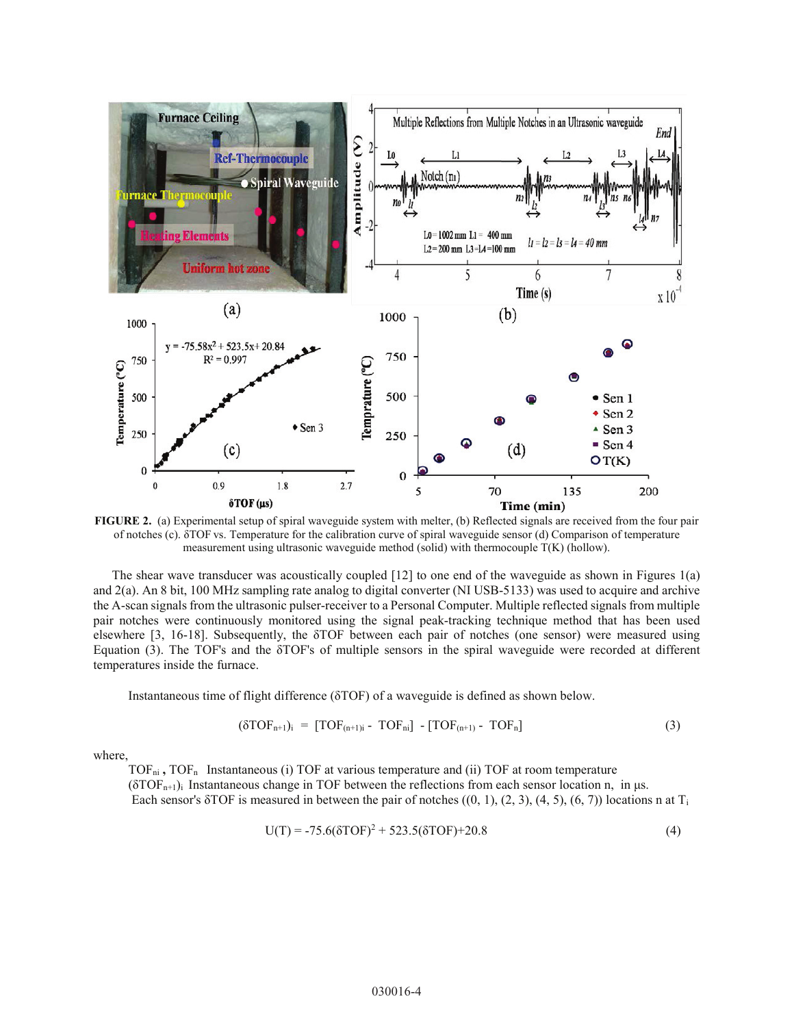**FIGURE 2.** (a) Experimental setup of spiral waveguide system with melter, (b) Reflected signals are received from the four pair of notches (c). δTOF vs. Temperature for the calibration curve of spiral waveguide sensor (d) Comparison of temperature measurement using ultrasonic waveguide method (solid) with thermocouple T(K) (hollow).

The shear wave transducer was acoustically coupled [12] to one end of the waveguide as shown in Figures 1(a) and 2(a). An 8 bit, 100 MHz sampling rate analog to digital converter (NI USB-5133) was used to acquire and archive the A-scan signals from the ultrasonic pulser-receiver to a Personal Computer. Multiple reflected signals from multiple pair notches were continuously monitored using the signal peak-tracking technique method that has been used elsewhere [3, 16-18]. Subsequently, the δTOF between each pair of notches (one sensor) were measured using Equation (3). The TOF's and the δTOF's of multiple sensors in the spiral waveguide were recorded at different temperatures inside the furnace.

Instantaneous time of flight difference (δTOF) of a waveguide is defined as shown below.

$$(\delta TOF_{n+1})_i = [TOF_{(n+1)i} - TOF_{ni}] - [TOF_{(n+1)} - TOF_n] \tag{3}$$

where,

$TOF_{ni}$ **,** $TOF_n$ Instantaneous (i) TOF at various temperature and (ii) TOF at room temperature

$(\delta TOF_{n+1})_i$ Instantaneous change in TOF between the reflections from each sensor location n, in µs.

Each sensor's δTOF is measured in between the pair of notches ((0, 1), (2, 3), (4, 5), (6, 7)) locations n at $T_i$

$$U(T) = -75.6(\delta TOF)^2 + 523.5(\delta TOF) + 20.8 \tag{4}$$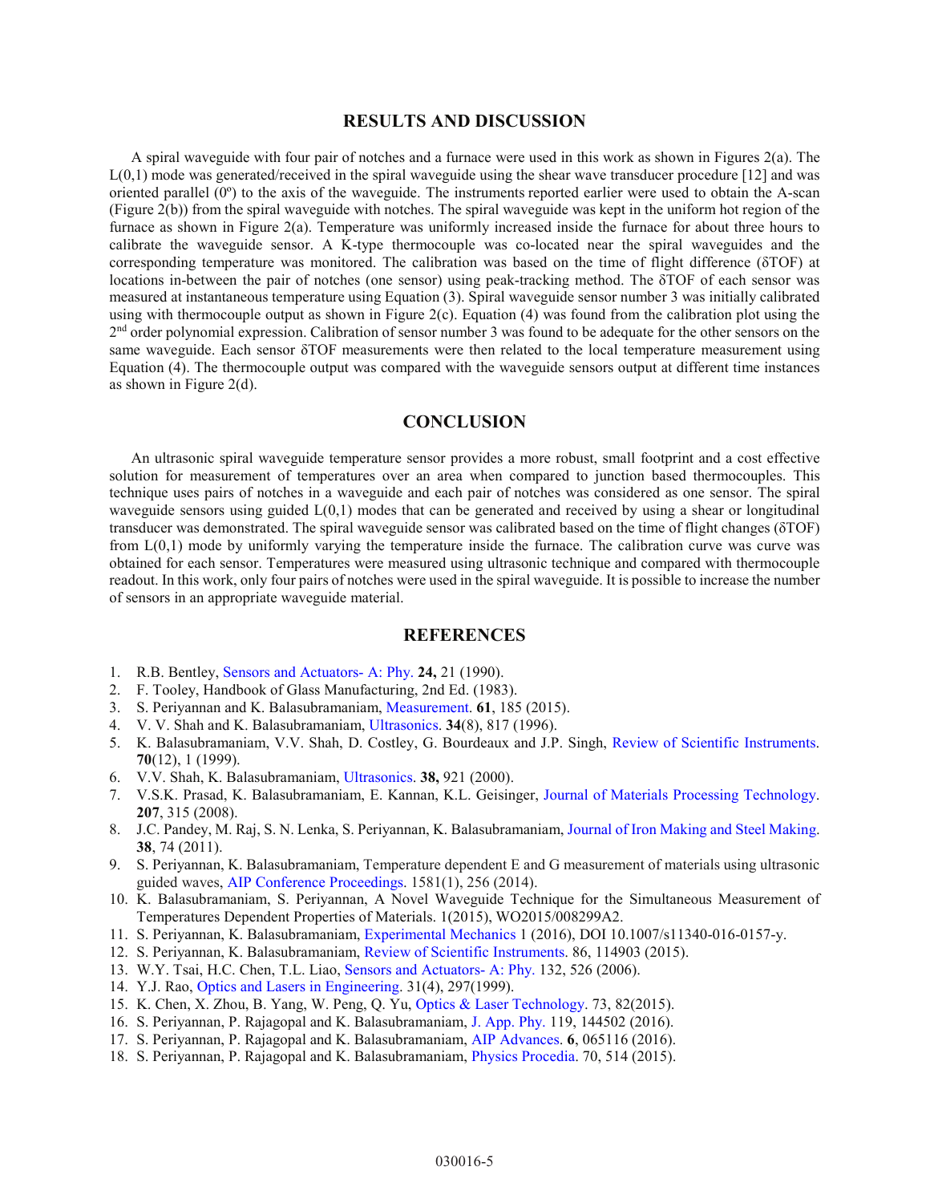## RESULTS AND DISCUSSION

A spiral waveguide with four pair of notches and a furnace were used in this work as shown in Figures 2(a). The L(0,1) mode was generated/received in the spiral waveguide using the shear wave transducer procedure [12] and was oriented parallel (0º) to the axis of the waveguide. The instruments reported earlier were used to obtain the A-scan (Figure 2(b)) from the spiral waveguide with notches. The spiral waveguide was kept in the uniform hot region of the furnace as shown in Figure 2(a). Temperature was uniformly increased inside the furnace for about three hours to calibrate the waveguide sensor. A K-type thermocouple was co-located near the spiral waveguides and the corresponding temperature was monitored. The calibration was based on the time of flight difference (δTOF) at locations in-between the pair of notches (one sensor) using peak-tracking method. The δTOF of each sensor was measured at instantaneous temperature using Equation (3). Spiral waveguide sensor number 3 was initially calibrated using with thermocouple output as shown in Figure 2(c). Equation (4) was found from the calibration plot using the 2nd order polynomial expression. Calibration of sensor number 3 was found to be adequate for the other sensors on the same waveguide. Each sensor δTOF measurements were then related to the local temperature measurement using Equation (4). The thermocouple output was compared with the waveguide sensors output at different time instances as shown in Figure 2(d).

## CONCLUSION

An ultrasonic spiral waveguide temperature sensor provides a more robust, small footprint and a cost effective solution for measurement of temperatures over an area when compared to junction based thermocouples. This technique uses pairs of notches in a waveguide and each pair of notches was considered as one sensor. The spiral waveguide sensors using guided L(0,1) modes that can be generated and received by using a shear or longitudinal transducer was demonstrated. The spiral waveguide sensor was calibrated based on the time of flight changes (δTOF) from L(0,1) mode by uniformly varying the temperature inside the furnace. The calibration curve was curve was obtained for each sensor. Temperatures were measured using ultrasonic technique and compared with thermocouple readout. In this work, only four pairs of notches were used in the spiral waveguide. It is possible to increase the number of sensors in an appropriate waveguide material.

## REFERENCES

1. R.B. Bentley, Sensors and Actuators- A: Phy. **24,** 21 (1990).
2. F. Tooley, Handbook of Glass Manufacturing, 2nd Ed. (1983).
3. S. Periyannan and K. Balasubramaniam, Measurement. **61**, 185 (2015).
4. V. V. Shah and K. Balasubramaniam, Ultrasonics. **34**(8), 817 (1996).
5. K. Balasubramaniam, V.V. Shah, D. Costley, G. Bourdeaux and J.P. Singh, Review of Scientific Instruments. **70**(12), 1 (1999).
6. V.V. Shah, K. Balasubramaniam, Ultrasonics. **38,** 921 (2000).
7. V.S.K. Prasad, K. Balasubramaniam, E. Kannan, K.L. Geisinger, Journal of Materials Processing Technology. **207**, 315 (2008).
8. J.C. Pandey, M. Raj, S. N. Lenka, S. Periyannan, K. Balasubramaniam, Journal of Iron Making and Steel Making. **38**, 74 (2011).
9. S. Periyannan, K. Balasubramaniam, Temperature dependent E and G measurement of materials using ultrasonic guided waves, AIP Conference Proceedings. 1581(1), 256 (2014).
10. K. Balasubramaniam, S. Periyannan, A Novel Waveguide Technique for the Simultaneous Measurement of Temperatures Dependent Properties of Materials. 1(2015), WO2015/008299A2.
11. S. Periyannan, K. Balasubramaniam, Experimental Mechanics 1 (2016), DOI 10.1007/s11340-016-0157-y.
12. S. Periyannan, K. Balasubramaniam, Review of Scientific Instruments. 86, 114903 (2015).
13. W.Y. Tsai, H.C. Chen, T.L. Liao, Sensors and Actuators- A: Phy. 132, 526 (2006).
14. Y.J. Rao, Optics and Lasers in Engineering. 31(4), 297(1999).
15. K. Chen, X. Zhou, B. Yang, W. Peng, Q. Yu, Optics & Laser Technology. 73, 82(2015).
16. S. Periyannan, P. Rajagopal and K. Balasubramaniam, J. App. Phy. 119, 144502 (2016).
17. S. Periyannan, P. Rajagopal and K. Balasubramaniam, AIP Advances. **6**, 065116 (2016).
18. S. Periyannan, P. Rajagopal and K. Balasubramaniam, Physics Procedia. 70, 514 (2015).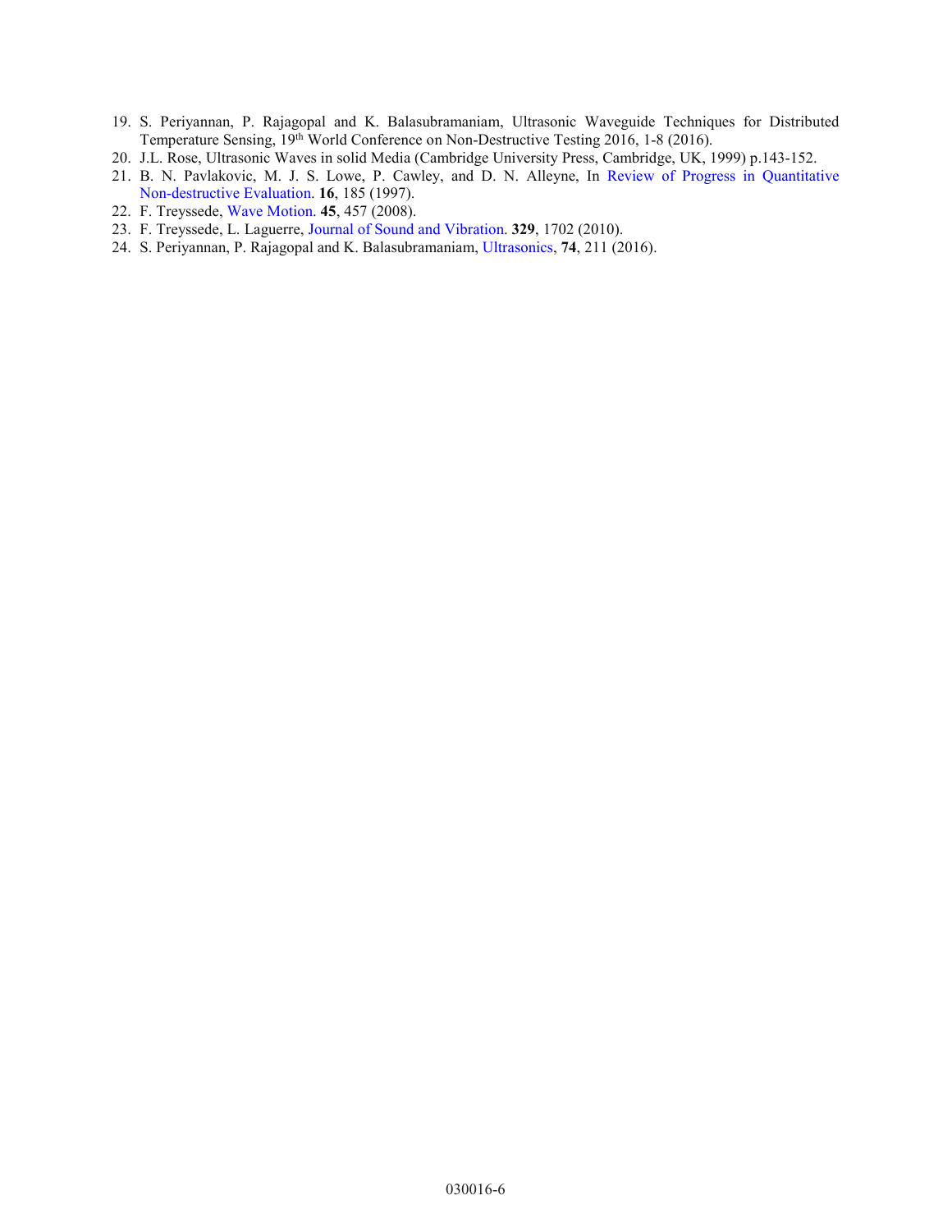19. S. Periyannan, P. Rajagopal and K. Balasubramaniam, Ultrasonic Waveguide Techniques for Distributed Temperature Sensing, 19th World Conference on Non-Destructive Testing 2016, 1-8 (2016).
20. J.L. Rose, Ultrasonic Waves in solid Media (Cambridge University Press, Cambridge, UK, 1999) p.143-152.
21. B. N. Pavlakovic, M. J. S. Lowe, P. Cawley, and D. N. Alleyne, In Review of Progress in Quantitative Non-destructive Evaluation. **16**, 185 (1997).
22. F. Treyssede, Wave Motion. **45**, 457 (2008).
23. F. Treyssede, L. Laguerre, Journal of Sound and Vibration. **329**, 1702 (2010).
24. S. Periyannan, P. Rajagopal and K. Balasubramaniam, Ultrasonics, **74**, 211 (2016).